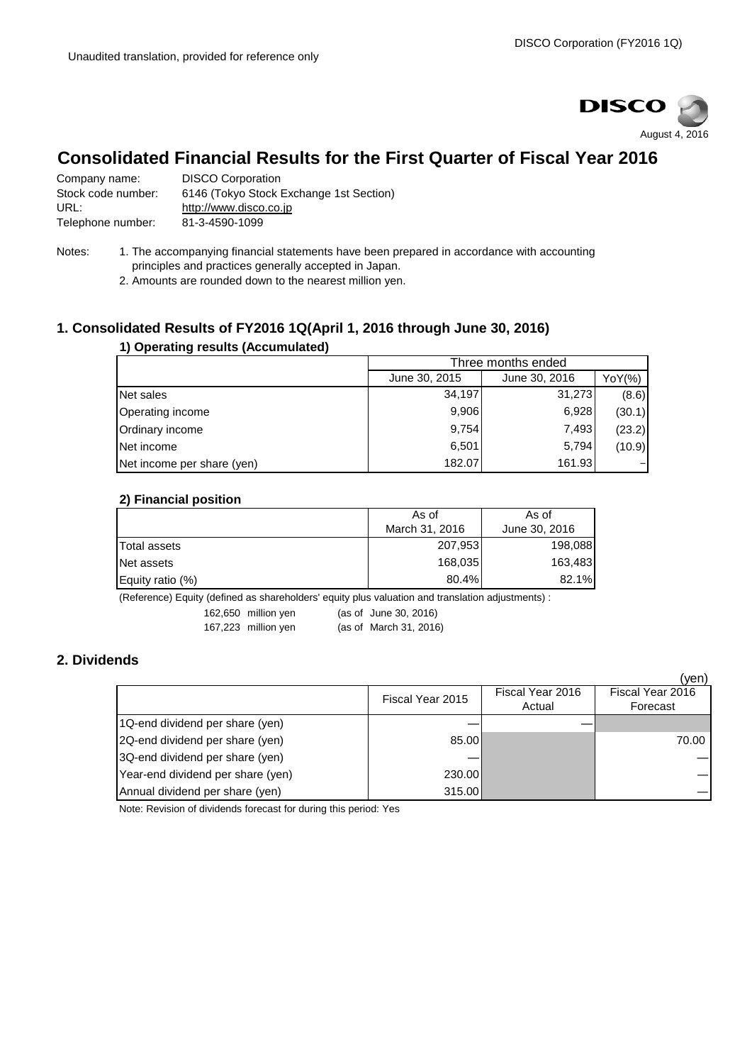Unaudited translation, provided for reference only

August 4, 2016

# Consolidated Financial Results for the First Quarter of Fiscal Year 2016

Company name: DISCO Corporation
Stock code number: 6146 (Tokyo Stock Exchange 1st Section)
URL: http://www.disco.co.jp
Telephone number: 81-3-4590-1099

Notes:
1. The accompanying financial statements have been prepared in accordance with accounting principles and practices generally accepted in Japan.
2. Amounts are rounded down to the nearest million yen.

## 1. Consolidated Results of FY2016 1Q(April 1, 2016 through June 30, 2016)

### 1) Operating results (Accumulated)

| | Three months ended | | |
|---|---|---|---|
| | June 30, 2015 | June 30, 2016 | YoY(%) |
| Net sales | 34,197 | 31,273 | (8.6) |
| Operating income | 9,906 | 6,928 | (30.1) |
| Ordinary income | 9,754 | 7,493 | (23.2) |
| Net income | 6,501 | 5,794 | (10.9) |
| Net income per share (yen) | 182.07 | 161.93 | – |

### 2) Financial position

| | As of March 31, 2016 | As of June 30, 2016 |
|---|---|---|
| Total assets | 207,953 | 198,088 |
| Net assets | 168,035 | 163,483 |
| Equity ratio (%) | 80.4% | 82.1% |

(Reference) Equity (defined as shareholders' equity plus valuation and translation adjustments) :

162,650 million yen (as of June 30, 2016)
167,223 million yen (as of March 31, 2016)

## 2. Dividends

(yen)

| | Fiscal Year 2015 | Fiscal Year 2016 Actual | Fiscal Year 2016 Forecast |
|---|---|---|---|
| 1Q-end dividend per share (yen) | — | — | |
| 2Q-end dividend per share (yen) | 85.00 | | 70.00 |
| 3Q-end dividend per share (yen) | — | | — |
| Year-end dividend per share (yen) | 230.00 | | — |
| Annual dividend per share (yen) | 315.00 | | — |

Note: Revision of dividends forecast for during this period: Yes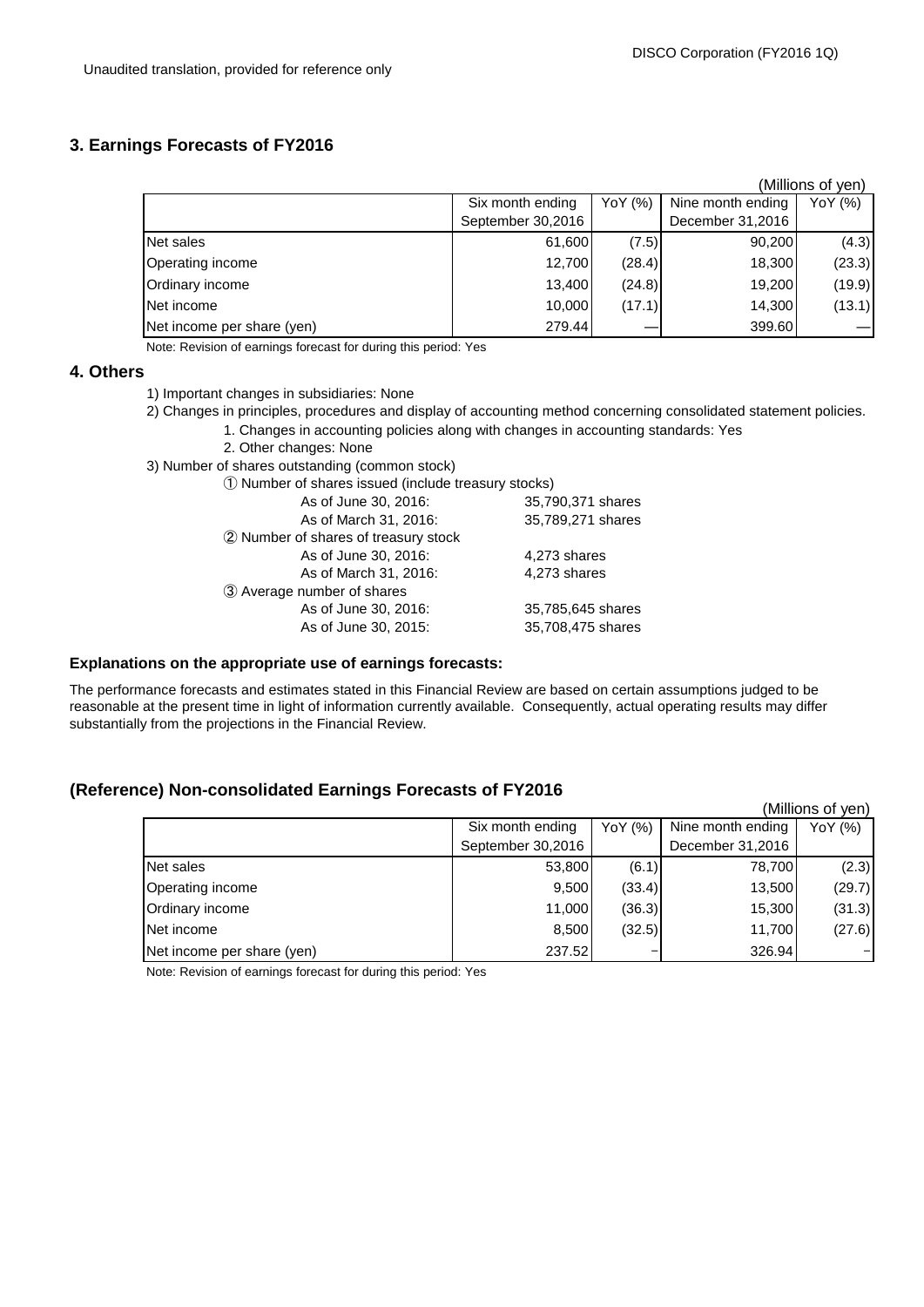Unaudited translation, provided for reference only

## 3. Earnings Forecasts of FY2016

(Millions of yen)

| | Six month ending September 30,2016 | YoY (%) | Nine month ending December 31,2016 | YoY (%) |
|---|---|---|---|---|
| Net sales | 61,600 | (7.5) | 90,200 | (4.3) |
| Operating income | 12,700 | (28.4) | 18,300 | (23.3) |
| Ordinary income | 13,400 | (24.8) | 19,200 | (19.9) |
| Net income | 10,000 | (17.1) | 14,300 | (13.1) |
| Net income per share (yen) | 279.44 | — | 399.60 | — |

Note: Revision of earnings forecast for during this period: Yes

## 4. Others

1) Important changes in subsidiaries: None

2) Changes in principles, procedures and display of accounting method concerning consolidated statement policies.

1. Changes in accounting policies along with changes in accounting standards: Yes
2. Other changes: None

3) Number of shares outstanding (common stock)

① Number of shares issued (include treasury stocks)

| | |
|---|---|
| As of June 30, 2016: | 35,790,371 shares |
| As of March 31, 2016: | 35,789,271 shares |

② Number of shares of treasury stock

| | |
|---|---|
| As of June 30, 2016: | 4,273 shares |
| As of March 31, 2016: | 4,273 shares |

③ Average number of shares

| | |
|---|---|
| As of June 30, 2016: | 35,785,645 shares |
| As of June 30, 2015: | 35,708,475 shares |

**Explanations on the appropriate use of earnings forecasts:**

The performance forecasts and estimates stated in this Financial Review are based on certain assumptions judged to be reasonable at the present time in light of information currently available. Consequently, actual operating results may differ substantially from the projections in the Financial Review.

## (Reference) Non-consolidated Earnings Forecasts of FY2016

(Millions of yen)

| | Six month ending September 30,2016 | YoY (%) | Nine month ending December 31,2016 | YoY (%) |
|---|---|---|---|---|
| Net sales | 53,800 | (6.1) | 78,700 | (2.3) |
| Operating income | 9,500 | (33.4) | 13,500 | (29.7) |
| Ordinary income | 11,000 | (36.3) | 15,300 | (31.3) |
| Net income | 8,500 | (32.5) | 11,700 | (27.6) |
| Net income per share (yen) | 237.52 | − | 326.94 | − |

Note: Revision of earnings forecast for during this period: Yes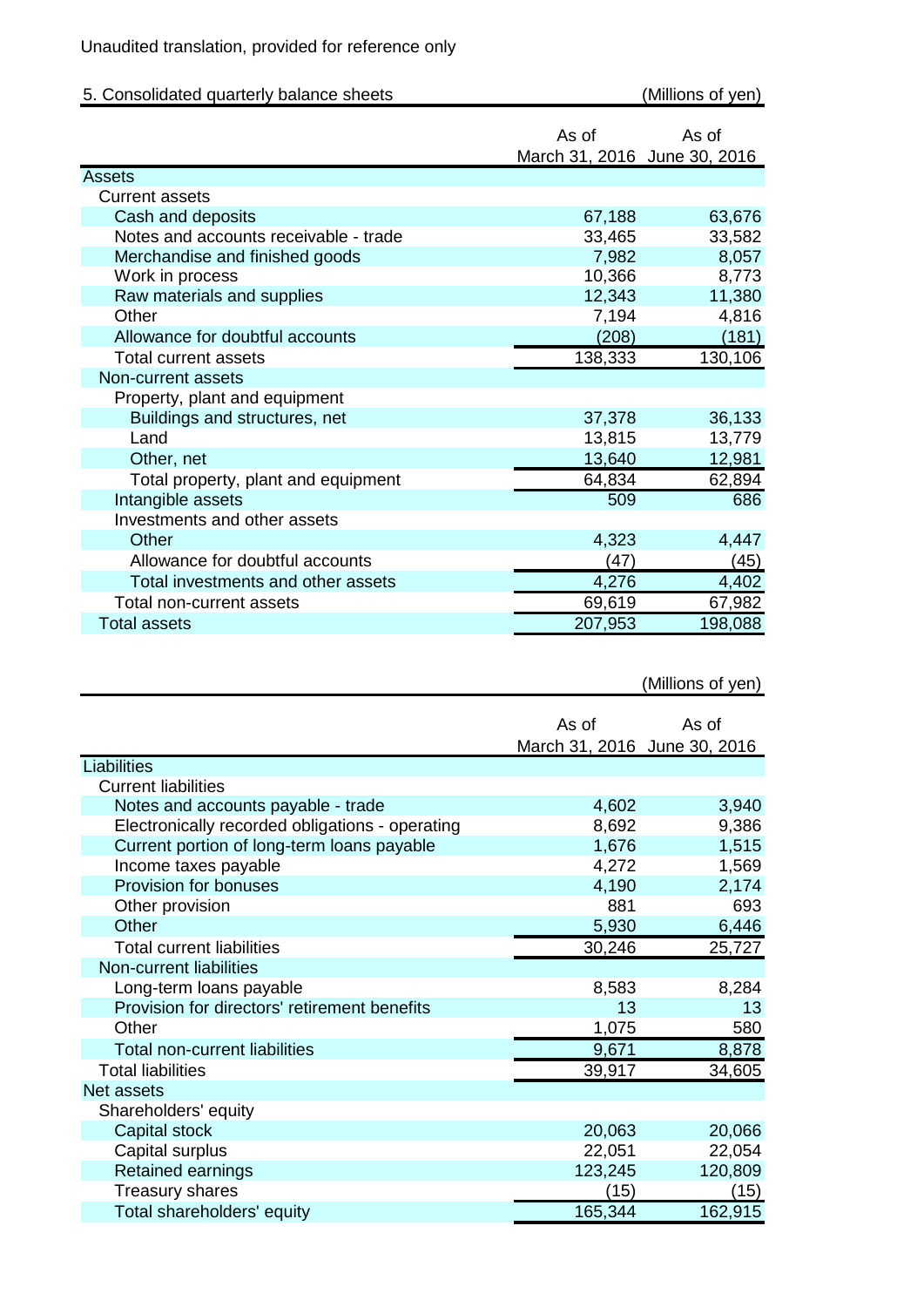Unaudited translation, provided for reference only

## 5. Consolidated quarterly balance sheets

(Millions of yen)

| | As of March 31, 2016 | As of June 30, 2016 |
|---|---|---|
| Assets | | |
| Current assets | | |
| Cash and deposits | 67,188 | 63,676 |
| Notes and accounts receivable - trade | 33,465 | 33,582 |
| Merchandise and finished goods | 7,982 | 8,057 |
| Work in process | 10,366 | 8,773 |
| Raw materials and supplies | 12,343 | 11,380 |
| Other | 7,194 | 4,816 |
| Allowance for doubtful accounts | (208) | (181) |
| Total current assets | 138,333 | 130,106 |
| Non-current assets | | |
| Property, plant and equipment | | |
| Buildings and structures, net | 37,378 | 36,133 |
| Land | 13,815 | 13,779 |
| Other, net | 13,640 | 12,981 |
| Total property, plant and equipment | 64,834 | 62,894 |
| Intangible assets | 509 | 686 |
| Investments and other assets | | |
| Other | 4,323 | 4,447 |
| Allowance for doubtful accounts | (47) | (45) |
| Total investments and other assets | 4,276 | 4,402 |
| Total non-current assets | 69,619 | 67,982 |
| Total assets | 207,953 | 198,088 |

(Millions of yen)

| | As of March 31, 2016 | As of June 30, 2016 |
|---|---|---|
| Liabilities | | |
| Current liabilities | | |
| Notes and accounts payable - trade | 4,602 | 3,940 |
| Electronically recorded obligations - operating | 8,692 | 9,386 |
| Current portion of long-term loans payable | 1,676 | 1,515 |
| Income taxes payable | 4,272 | 1,569 |
| Provision for bonuses | 4,190 | 2,174 |
| Other provision | 881 | 693 |
| Other | 5,930 | 6,446 |
| Total current liabilities | 30,246 | 25,727 |
| Non-current liabilities | | |
| Long-term loans payable | 8,583 | 8,284 |
| Provision for directors' retirement benefits | 13 | 13 |
| Other | 1,075 | 580 |
| Total non-current liabilities | 9,671 | 8,878 |
| Total liabilities | 39,917 | 34,605 |
| Net assets | | |
| Shareholders' equity | | |
| Capital stock | 20,063 | 20,066 |
| Capital surplus | 22,051 | 22,054 |
| Retained earnings | 123,245 | 120,809 |
| Treasury shares | (15) | (15) |
| Total shareholders' equity | 165,344 | 162,915 |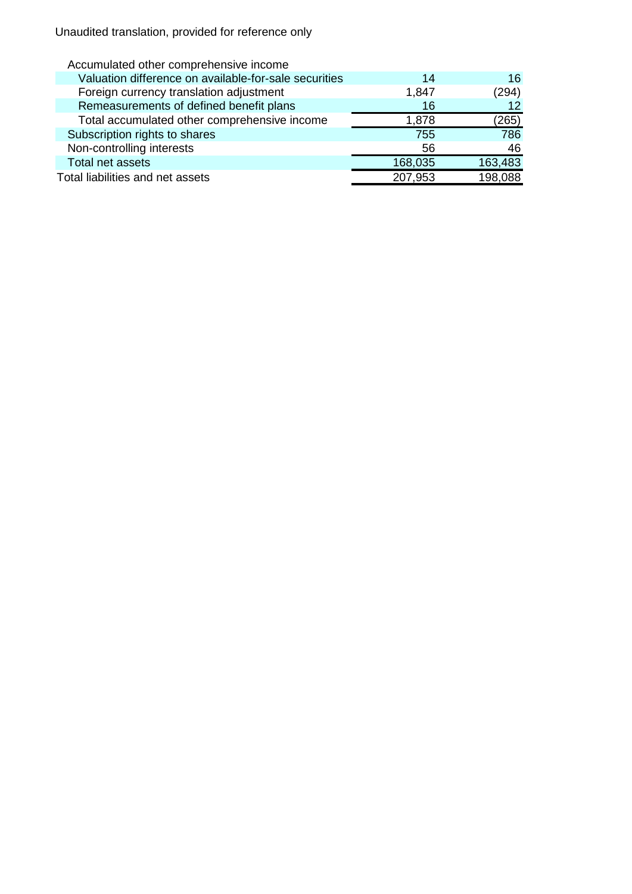Unaudited translation, provided for reference only

| | | |
|---|---|---|
| Accumulated other comprehensive income | | |
| Valuation difference on available-for-sale securities | 14 | 16 |
| Foreign currency translation adjustment | 1,847 | (294) |
| Remeasurements of defined benefit plans | 16 | 12 |
| Total accumulated other comprehensive income | 1,878 | (265) |
| Subscription rights to shares | 755 | 786 |
| Non-controlling interests | 56 | 46 |
| Total net assets | 168,035 | 163,483 |
| Total liabilities and net assets | 207,953 | 198,088 |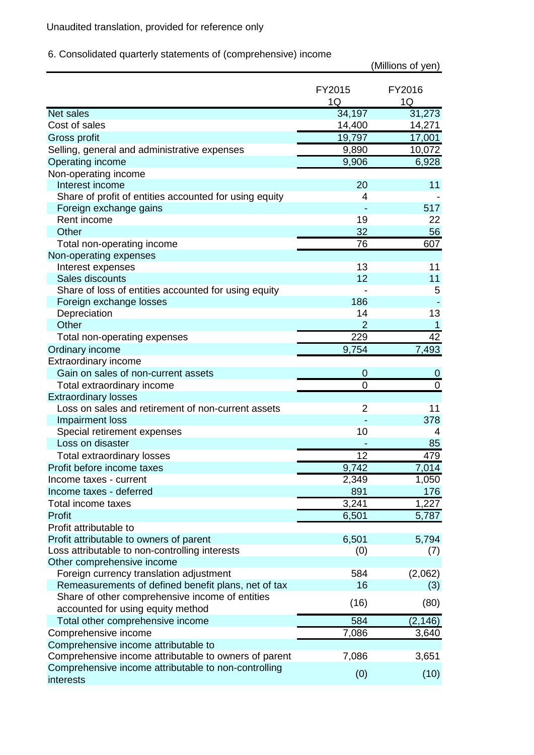Unaudited translation, provided for reference only

6. Consolidated quarterly statements of (comprehensive) income

(Millions of yen)

| | FY2015 1Q | FY2016 1Q |
|---|---|---|
| Net sales | 34,197 | 31,273 |
| Cost of sales | 14,400 | 14,271 |
| Gross profit | 19,797 | 17,001 |
| Selling, general and administrative expenses | 9,890 | 10,072 |
| Operating income | 9,906 | 6,928 |
| Non-operating income | | |
| Interest income | 20 | 11 |
| Share of profit of entities accounted for using equity | 4 | - |
| Foreign exchange gains | - | 517 |
| Rent income | 19 | 22 |
| Other | 32 | 56 |
| Total non-operating income | 76 | 607 |
| Non-operating expenses | | |
| Interest expenses | 13 | 11 |
| Sales discounts | 12 | 11 |
| Share of loss of entities accounted for using equity | - | 5 |
| Foreign exchange losses | 186 | - |
| Depreciation | 14 | 13 |
| Other | 2 | 1 |
| Total non-operating expenses | 229 | 42 |
| Ordinary income | 9,754 | 7,493 |
| Extraordinary income | | |
| Gain on sales of non-current assets | 0 | 0 |
| Total extraordinary income | 0 | 0 |
| Extraordinary losses | | |
| Loss on sales and retirement of non-current assets | 2 | 11 |
| Impairment loss | - | 378 |
| Special retirement expenses | 10 | 4 |
| Loss on disaster | - | 85 |
| Total extraordinary losses | 12 | 479 |
| Profit before income taxes | 9,742 | 7,014 |
| Income taxes - current | 2,349 | 1,050 |
| Income taxes - deferred | 891 | 176 |
| Total income taxes | 3,241 | 1,227 |
| Profit | 6,501 | 5,787 |
| Profit attributable to | | |
| Profit attributable to owners of parent | 6,501 | 5,794 |
| Loss attributable to non-controlling interests | (0) | (7) |
| Other comprehensive income | | |
| Foreign currency translation adjustment | 584 | (2,062) |
| Remeasurements of defined benefit plans, net of tax | 16 | (3) |
| Share of other comprehensive income of entities accounted for using equity method | (16) | (80) |
| Total other comprehensive income | 584 | (2,146) |
| Comprehensive income | 7,086 | 3,640 |
| Comprehensive income attributable to | | |
| Comprehensive income attributable to owners of parent | 7,086 | 3,651 |
| Comprehensive income attributable to non-controlling interests | (0) | (10) |